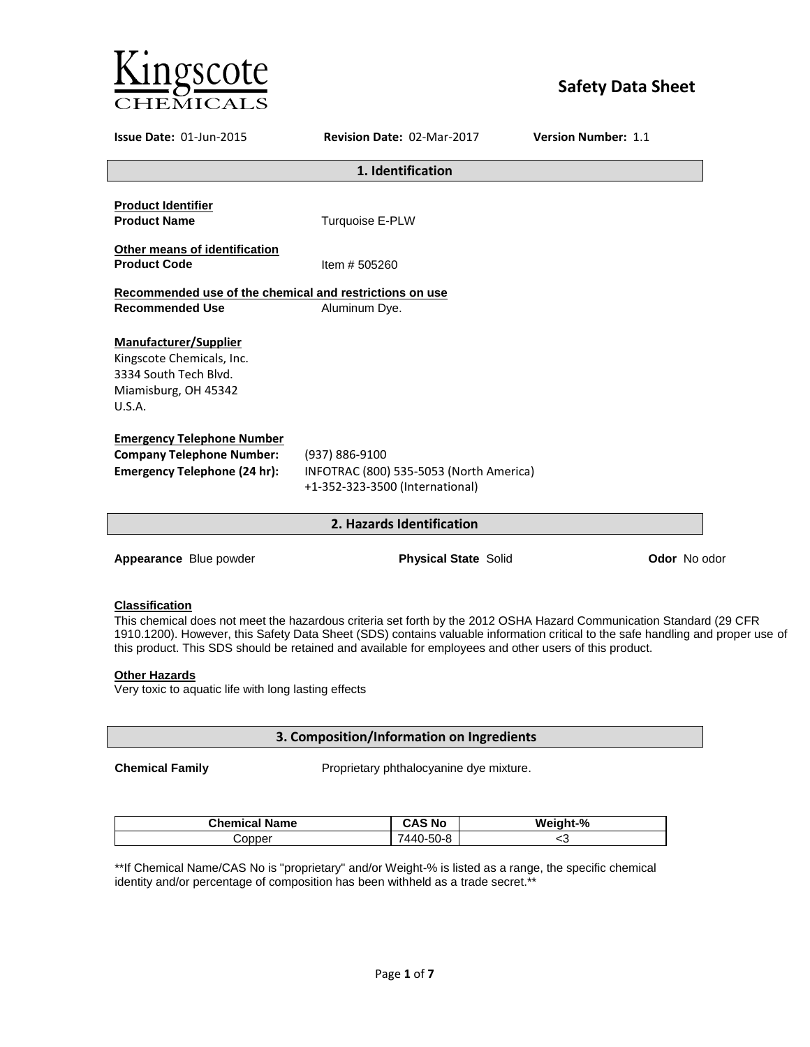# Kingscote Chemicals

# Safety Data Sheet

**Issue Date:** 01-Jun-2015 **Revision Date:** 02-Mar-2017 **Version Number:** 1.1

## 1. Identification

**Product Identifier**
**Product Name** Turquoise E-PLW

**Other means of identification**
**Product Code** Item # 505260

**Recommended use of the chemical and restrictions on use**
**Recommended Use** Aluminum Dye.

**Manufacturer/Supplier**
Kingscote Chemicals, Inc.
3334 South Tech Blvd.
Miamisburg, OH 45342
U.S.A.

**Emergency Telephone Number**
**Company Telephone Number:** (937) 886-9100
**Emergency Telephone (24 hr):** INFOTRAC (800) 535-5053 (North America)
+1-352-323-3500 (International)

## 2. Hazards Identification

**Appearance** Blue powder **Physical State** Solid **Odor** No odor

**Classification**
This chemical does not meet the hazardous criteria set forth by the 2012 OSHA Hazard Communication Standard (29 CFR 1910.1200). However, this Safety Data Sheet (SDS) contains valuable information critical to the safe handling and proper use of this product. This SDS should be retained and available for employees and other users of this product.

**Other Hazards**
Very toxic to aquatic life with long lasting effects

## 3. Composition/Information on Ingredients

**Chemical Family** Proprietary phthalocyanine dye mixture.

| Chemical Name | CAS No | Weight-% |
|---|---|---|
| Copper | 7440-50-8 | <3 |

**If Chemical Name/CAS No is "proprietary" and/or Weight-% is listed as a range, the specific chemical identity and/or percentage of composition has been withheld as a trade secret.**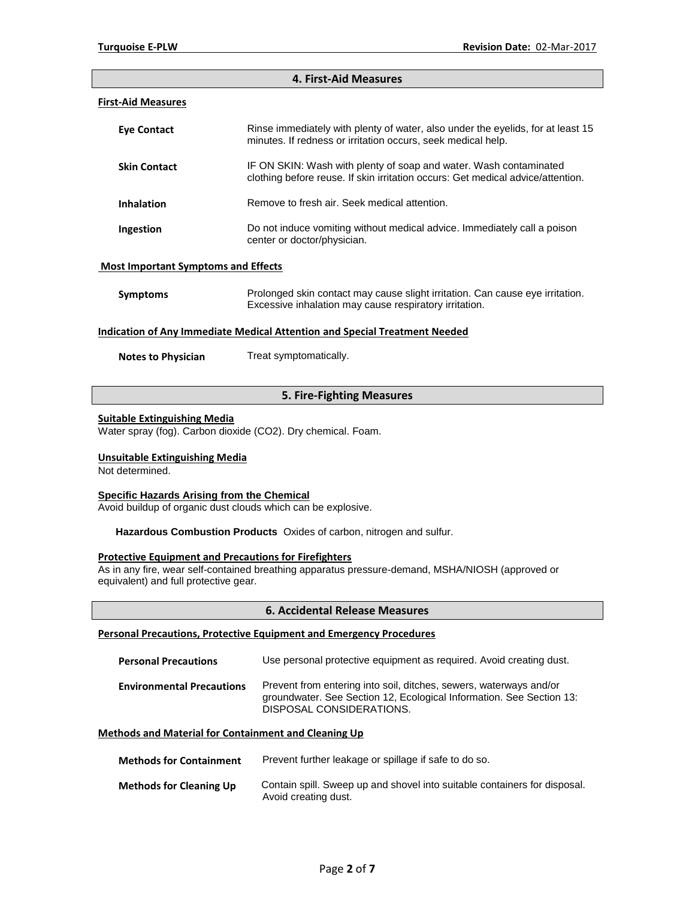## 4. First-Aid Measures

### First-Aid Measures

**Eye Contact** Rinse immediately with plenty of water, also under the eyelids, for at least 15 minutes. If redness or irritation occurs, seek medical help.

**Skin Contact** IF ON SKIN: Wash with plenty of soap and water. Wash contaminated clothing before reuse. If skin irritation occurs: Get medical advice/attention.

**Inhalation** Remove to fresh air. Seek medical attention.

**Ingestion** Do not induce vomiting without medical advice. Immediately call a poison center or doctor/physician.

### Most Important Symptoms and Effects

**Symptoms** Prolonged skin contact may cause slight irritation. Can cause eye irritation. Excessive inhalation may cause respiratory irritation.

### Indication of Any Immediate Medical Attention and Special Treatment Needed

**Notes to Physician** Treat symptomatically.

## 5. Fire-Fighting Measures

### Suitable Extinguishing Media

Water spray (fog). Carbon dioxide ($CO_2$). Dry chemical. Foam.

### Unsuitable Extinguishing Media

Not determined.

### Specific Hazards Arising from the Chemical

Avoid buildup of organic dust clouds which can be explosive.

**Hazardous Combustion Products** Oxides of carbon, nitrogen and sulfur.

### Protective Equipment and Precautions for Firefighters

As in any fire, wear self-contained breathing apparatus pressure-demand, MSHA/NIOSH (approved or equivalent) and full protective gear.

## 6. Accidental Release Measures

### Personal Precautions, Protective Equipment and Emergency Procedures

**Personal Precautions** Use personal protective equipment as required. Avoid creating dust.

**Environmental Precautions** Prevent from entering into soil, ditches, sewers, waterways and/or groundwater. See Section 12, Ecological Information. See Section 13: DISPOSAL CONSIDERATIONS.

### Methods and Material for Containment and Cleaning Up

**Methods for Containment** Prevent further leakage or spillage if safe to do so.

**Methods for Cleaning Up** Contain spill. Sweep up and shovel into suitable containers for disposal. Avoid creating dust.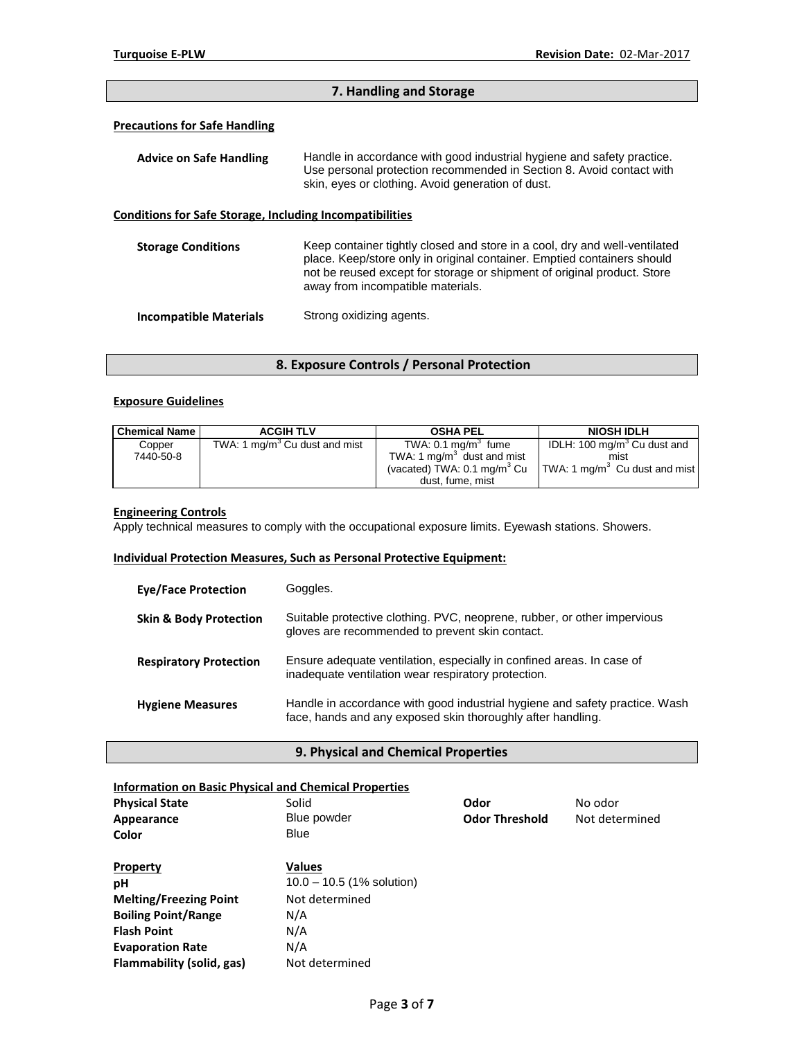## 7. Handling and Storage

### Precautions for Safe Handling

**Advice on Safe Handling** Handle in accordance with good industrial hygiene and safety practice. Use personal protection recommended in Section 8. Avoid contact with skin, eyes or clothing. Avoid generation of dust.

### Conditions for Safe Storage, Including Incompatibilities

**Storage Conditions** Keep container tightly closed and store in a cool, dry and well-ventilated place. Keep/store only in original container. Emptied containers should not be reused except for storage or shipment of original product. Store away from incompatible materials.

**Incompatible Materials** Strong oxidizing agents.

## 8. Exposure Controls / Personal Protection

### Exposure Guidelines

| Chemical Name | ACGIH TLV | OSHA PEL | NIOSH IDLH |
|---|---|---|---|
| Copper 7440-50-8 | TWA: 1 $mg/m^3$ Cu dust and mist | TWA: 0.1 $mg/m^3$ fume TWA: 1 $mg/m^3$ dust and mist (vacated) TWA: 0.1 $mg/m^3$ Cu dust, fume, mist | IDLH: 100 $mg/m^3$ Cu dust and mist TWA: 1 $mg/m^3$ Cu dust and mist |

### Engineering Controls

Apply technical measures to comply with the occupational exposure limits. Eyewash stations. Showers.

### Individual Protection Measures, Such as Personal Protective Equipment:

**Eye/Face Protection** Goggles.

**Skin & Body Protection** Suitable protective clothing. PVC, neoprene, rubber, or other impervious gloves are recommended to prevent skin contact.

**Respiratory Protection** Ensure adequate ventilation, especially in confined areas. In case of inadequate ventilation wear respiratory protection.

**Hygiene Measures** Handle in accordance with good industrial hygiene and safety practice. Wash face, hands and any exposed skin thoroughly after handling.

## 9. Physical and Chemical Properties

### Information on Basic Physical and Chemical Properties

**Physical State** Solid
**Appearance** Blue powder
**Color** Blue
**Odor** No odor
**Odor Threshold** Not determined

| Property | Values |
|---|---|
| **pH** | 10.0 – 10.5 (1% solution) |
| **Melting/Freezing Point** | Not determined |
| **Boiling Point/Range** | N/A |
| **Flash Point** | N/A |
| **Evaporation Rate** | N/A |
| **Flammability (solid, gas)** | Not determined |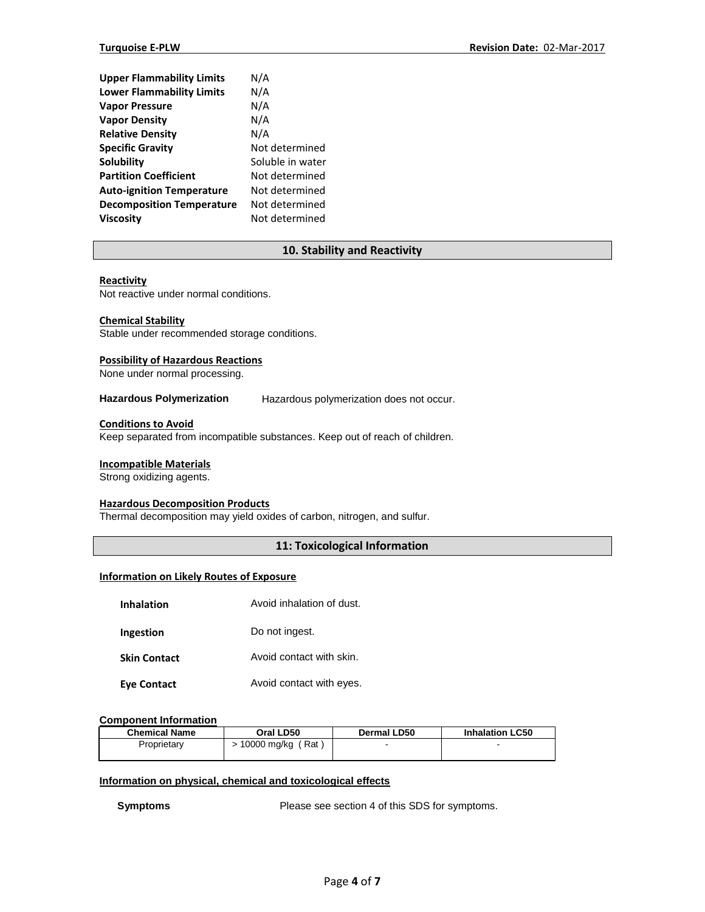| | |
|---|---|
| **Upper Flammability Limits** | N/A |
| **Lower Flammability Limits** | N/A |
| **Vapor Pressure** | N/A |
| **Vapor Density** | N/A |
| **Relative Density** | N/A |
| **Specific Gravity** | Not determined |
| **Solubility** | Soluble in water |
| **Partition Coefficient** | Not determined |
| **Auto-ignition Temperature** | Not determined |
| **Decomposition Temperature** | Not determined |
| **Viscosity** | Not determined |

## 10. Stability and Reactivity

**Reactivity**

Not reactive under normal conditions.

**Chemical Stability**

Stable under recommended storage conditions.

**Possibility of Hazardous Reactions**

None under normal processing.

**Hazardous Polymerization** Hazardous polymerization does not occur.

**Conditions to Avoid**

Keep separated from incompatible substances. Keep out of reach of children.

**Incompatible Materials**

Strong oxidizing agents.

**Hazardous Decomposition Products**

Thermal decomposition may yield oxides of carbon, nitrogen, and sulfur.

## 11: Toxicological Information

**Information on Likely Routes of Exposure**

| | |
|---|---|
| **Inhalation** | Avoid inhalation of dust. |
| **Ingestion** | Do not ingest. |
| **Skin Contact** | Avoid contact with skin. |
| **Eye Contact** | Avoid contact with eyes. |

**Component Information**

| Chemical Name | Oral LD50 | Dermal LD50 | Inhalation LC50 |
|---|---|---|---|
| Proprietary | > 10000 mg/kg ( Rat ) | - | - |

**Information on physical, chemical and toxicological effects**

**Symptoms** Please see section 4 of this SDS for symptoms.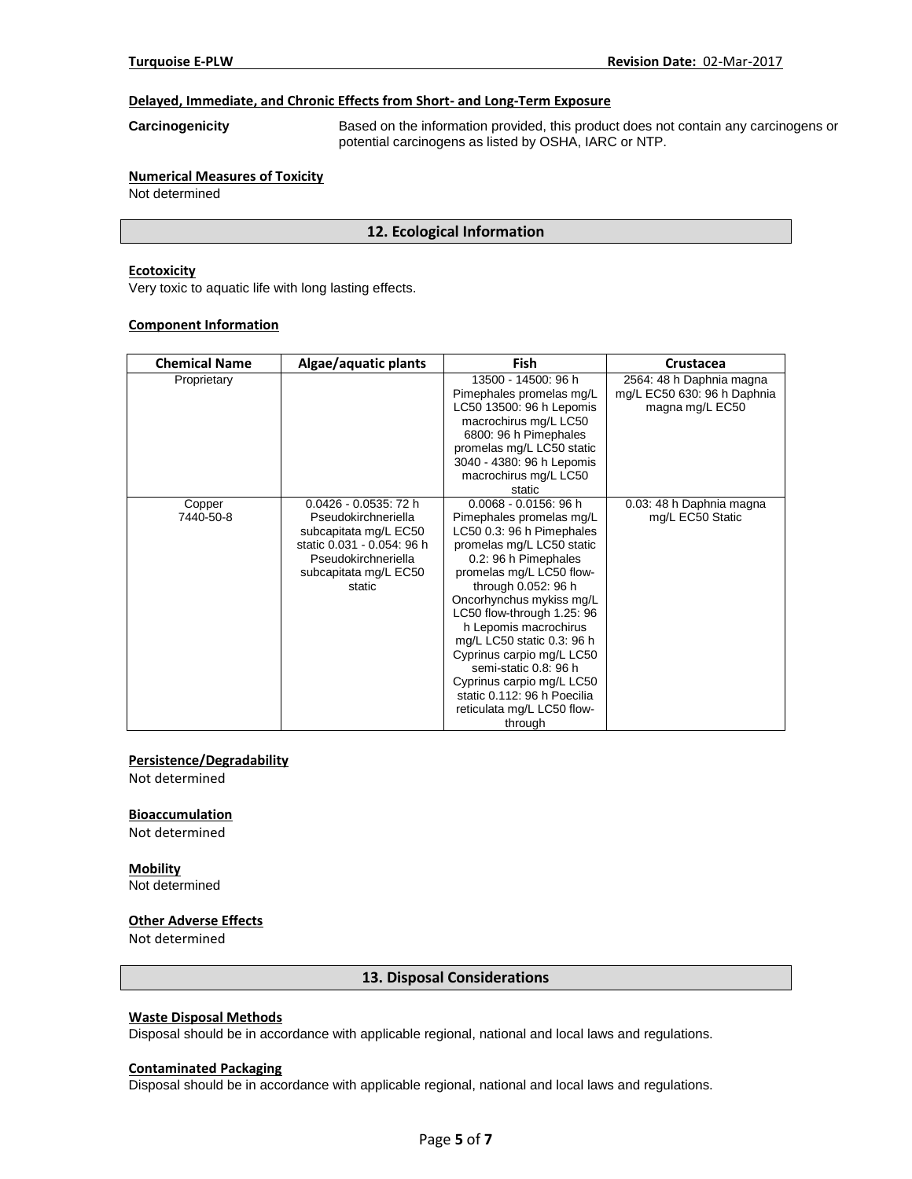#### Delayed, Immediate, and Chronic Effects from Short- and Long-Term Exposure

**Carcinogenicity** Based on the information provided, this product does not contain any carcinogens or potential carcinogens as listed by OSHA, IARC or NTP.

#### Numerical Measures of Toxicity

Not determined

## 12. Ecological Information

#### Ecotoxicity

Very toxic to aquatic life with long lasting effects.

#### Component Information

| Chemical Name | Algae/aquatic plants | Fish | Crustacea |
|---|---|---|---|
| Proprietary | | 13500 - 14500: 96 h Pimephales promelas mg/L LC50 13500: 96 h Lepomis macrochirus mg/L LC50 6800: 96 h Pimephales promelas mg/L LC50 static 3040 - 4380: 96 h Lepomis macrochirus mg/L LC50 static | 2564: 48 h Daphnia magna mg/L EC50 630: 96 h Daphnia magna mg/L EC50 |
| Copper 7440-50-8 | 0.0426 - 0.0535: 72 h Pseudokirchneriella subcapitata mg/L EC50 static 0.031 - 0.054: 96 h Pseudokirchneriella subcapitata mg/L EC50 static | 0.0068 - 0.0156: 96 h Pimephales promelas mg/L LC50 0.3: 96 h Pimephales promelas mg/L LC50 static 0.2: 96 h Pimephales promelas mg/L LC50 flow-through 0.052: 96 h Oncorhynchus mykiss mg/L LC50 flow-through 1.25: 96 h Lepomis macrochirus mg/L LC50 static 0.3: 96 h Cyprinus carpio mg/L LC50 semi-static 0.8: 96 h Cyprinus carpio mg/L LC50 static 0.112: 96 h Poecilia reticulata mg/L LC50 flow-through | 0.03: 48 h Daphnia magna mg/L EC50 Static |

#### Persistence/Degradability

Not determined

#### Bioaccumulation

Not determined

#### Mobility

Not determined

#### Other Adverse Effects

Not determined

## 13. Disposal Considerations

#### Waste Disposal Methods

Disposal should be in accordance with applicable regional, national and local laws and regulations.

#### Contaminated Packaging

Disposal should be in accordance with applicable regional, national and local laws and regulations.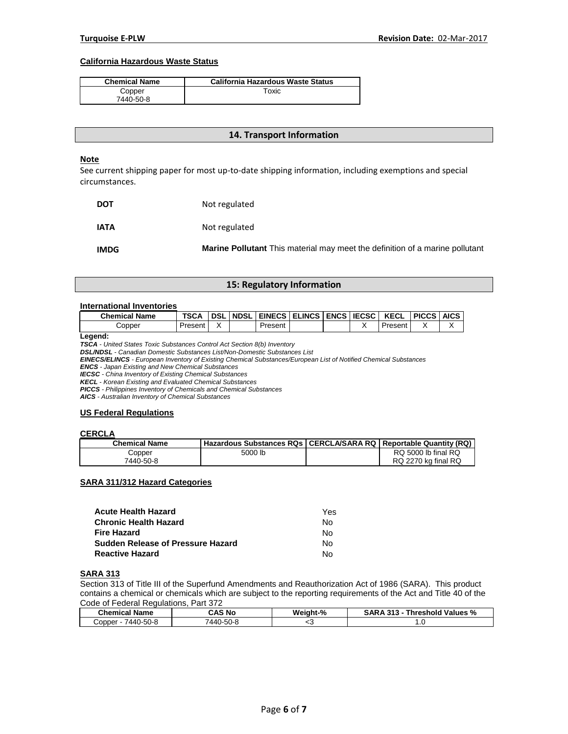**California Hazardous Waste Status**

| Chemical Name | California Hazardous Waste Status |
|---|---|
| Copper 7440-50-8 | Toxic |

## 14. Transport Information

**Note**

See current shipping paper for most up-to-date shipping information, including exemptions and special circumstances.

**DOT** Not regulated

**IATA** Not regulated

**IMDG** **Marine Pollutant** This material may meet the definition of a marine pollutant

## 15: Regulatory Information

**International Inventories**

| Chemical Name | TSCA | DSL | NDSL | EINECS | ELINCS | ENCS | IECSC | KECL | PICCS | AICS |
|---|---|---|---|---|---|---|---|---|---|---|
| Copper | Present | X | | Present | | | X | Present | X | X |

**Legend:**

***TSCA*** *- United States Toxic Substances Control Act Section 8(b) Inventory*
***DSL/NDSL*** *- Canadian Domestic Substances List/Non-Domestic Substances List*
***EINECS/ELINCS*** *- European Inventory of Existing Chemical Substances/European List of Notified Chemical Substances*
***ENCS*** *- Japan Existing and New Chemical Substances*
***IECSC*** *- China Inventory of Existing Chemical Substances*
***KECL*** *- Korean Existing and Evaluated Chemical Substances*
***PICCS*** *- Philippines Inventory of Chemicals and Chemical Substances*
***AICS*** *- Australian Inventory of Chemical Substances*

**US Federal Regulations**

**CERCLA**

| Chemical Name | Hazardous Substances RQs | CERCLA/SARA RQ | Reportable Quantity (RQ) |
|---|---|---|---|
| Copper 7440-50-8 | 5000 lb | | RQ 5000 lb final RQ RQ 2270 kg final RQ |

**SARA 311/312 Hazard Categories**

| | |
|---|---|
| **Acute Health Hazard** | Yes |
| **Chronic Health Hazard** | No |
| **Fire Hazard** | No |
| **Sudden Release of Pressure Hazard** | No |
| **Reactive Hazard** | No |

**SARA 313**

Section 313 of Title III of the Superfund Amendments and Reauthorization Act of 1986 (SARA). This product contains a chemical or chemicals which are subject to the reporting requirements of the Act and Title 40 of the Code of Federal Regulations, Part 372

| Chemical Name | CAS No | Weight-% | SARA 313 - Threshold Values % |
|---|---|---|---|
| Copper - 7440-50-8 | 7440-50-8 | <3 | 1.0 |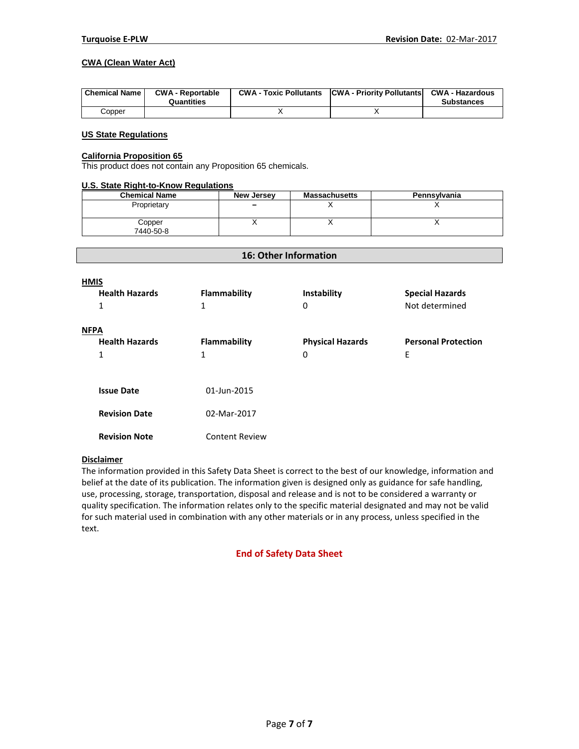#### CWA (Clean Water Act)

| Chemical Name | CWA - Reportable Quantities | CWA - Toxic Pollutants | CWA - Priority Pollutants | CWA - Hazardous Substances |
|---|---|---|---|---|
| Copper | | X | X | |

#### US State Regulations

#### California Proposition 65

This product does not contain any Proposition 65 chemicals.

#### U.S. State Right-to-Know Regulations

| Chemical Name | New Jersey | Massachusetts | Pennsylvania |
|---|---|---|---|
| Proprietary | – | X | X |
| Copper 7440-50-8 | X | X | X |

## 16: Other Information

**HMIS**

| Health Hazards | Flammability | Instability | Special Hazards |
|---|---|---|---|
| 1 | 1 | 0 | Not determined |

**NFPA**

| Health Hazards | Flammability | Physical Hazards | Personal Protection |
|---|---|---|---|
| 1 | 1 | 0 | E |

**Issue Date** 01-Jun-2015

**Revision Date** 02-Mar-2017

**Revision Note** Content Review

**Disclaimer**

The information provided in this Safety Data Sheet is correct to the best of our knowledge, information and belief at the date of its publication. The information given is designed only as guidance for safe handling, use, processing, storage, transportation, disposal and release and is not to be considered a warranty or quality specification. The information relates only to the specific material designated and may not be valid for such material used in combination with any other materials or in any process, unless specified in the text.

**End of Safety Data Sheet**